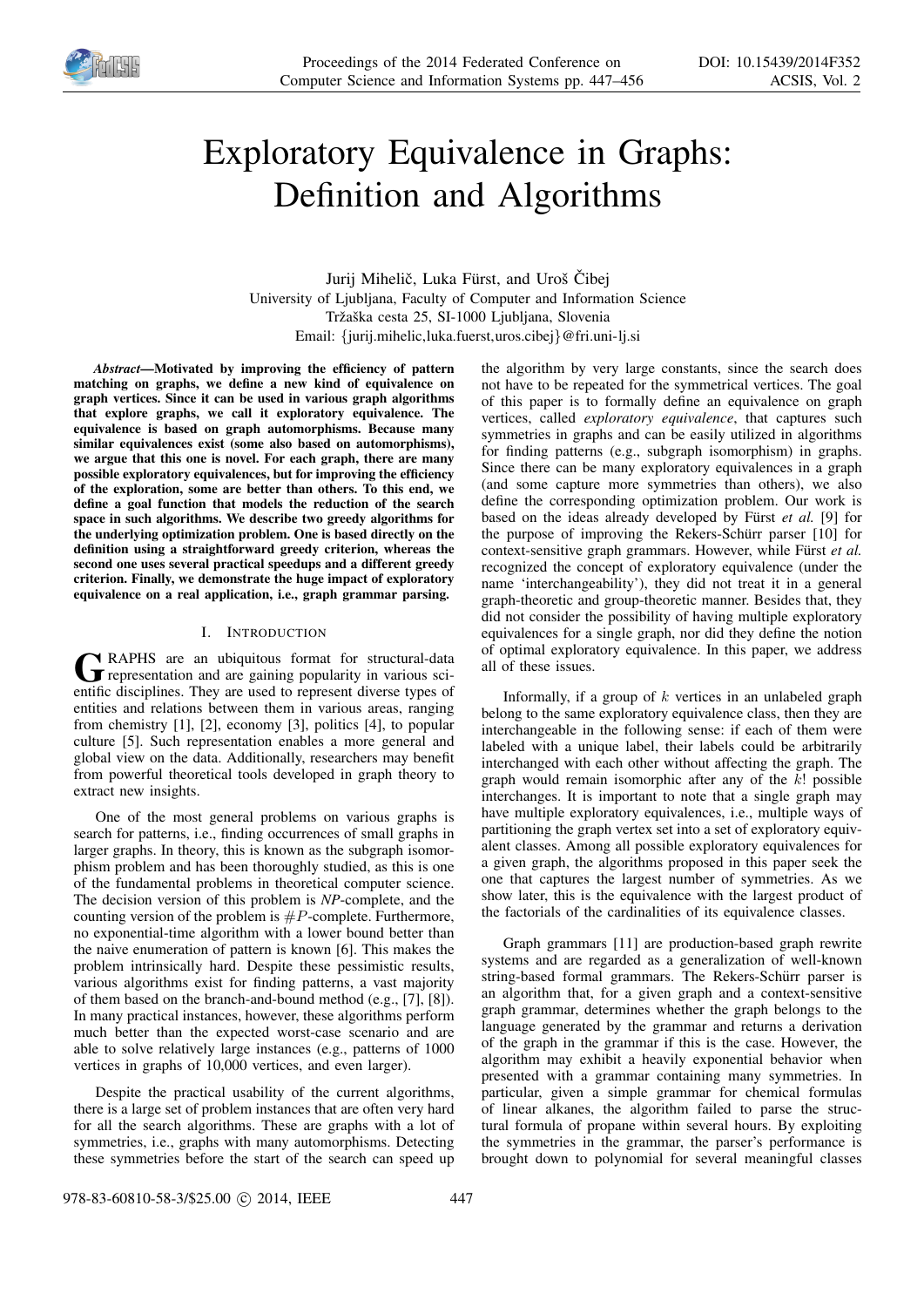# Exploratory Equivalence in Graphs: Definition and Algorithms

Jurij Mihelič, Luka Fürst, and Uroš Čibej
University of Ljubljana, Faculty of Computer and Information Science
Tržaška cesta 25, SI-1000 Ljubljana, Slovenia
Email: {jurij.mihelic,luka.fuerst,uros.cibej}@fri.uni-lj.si

***Abstract*—Motivated by improving the efficiency of pattern matching on graphs, we define a new kind of equivalence on graph vertices. Since it can be used in various graph algorithms that explore graphs, we call it exploratory equivalence. The equivalence is based on graph automorphisms. Because many similar equivalences exist (some also based on automorphisms), we argue that this one is novel. For each graph, there are many possible exploratory equivalences, but for improving the efficiency of the exploration, some are better than others. To this end, we define a goal function that models the reduction of the search space in such algorithms. We describe two greedy algorithms for the underlying optimization problem. One is based directly on the definition using a straightforward greedy criterion, whereas the second one uses several practical speedups and a different greedy criterion. Finally, we demonstrate the huge impact of exploratory equivalence on a real application, i.e., graph grammar parsing.**

## I. Introduction

GRAPHS are an ubiquitous format for structural-data representation and are gaining popularity in various scientific disciplines. They are used to represent diverse types of entities and relations between them in various areas, ranging from chemistry [1], [2], economy [3], politics [4], to popular culture [5]. Such representation enables a more general and global view on the data. Additionally, researchers may benefit from powerful theoretical tools developed in graph theory to extract new insights.

One of the most general problems on various graphs is search for patterns, i.e., finding occurrences of small graphs in larger graphs. In theory, this is known as the subgraph isomorphism problem and has been thoroughly studied, as this is one of the fundamental problems in theoretical computer science. The decision version of this problem is *NP*-complete, and the counting version of the problem is $\#P$-complete. Furthermore, no exponential-time algorithm with a lower bound better than the naive enumeration of pattern is known [6]. This makes the problem intrinsically hard. Despite these pessimistic results, various algorithms exist for finding patterns, a vast majority of them based on the branch-and-bound method (e.g., [7], [8]). In many practical instances, however, these algorithms perform much better than the expected worst-case scenario and are able to solve relatively large instances (e.g., patterns of 1000 vertices in graphs of 10,000 vertices, and even larger).

Despite the practical usability of the current algorithms, there is a large set of problem instances that are often very hard for all the search algorithms. These are graphs with a lot of symmetries, i.e., graphs with many automorphisms. Detecting these symmetries before the start of the search can speed up the algorithm by very large constants, since the search does not have to be repeated for the symmetrical vertices. The goal of this paper is to formally define an equivalence on graph vertices, called *exploratory equivalence*, that captures such symmetries in graphs and can be easily utilized in algorithms for finding patterns (e.g., subgraph isomorphism) in graphs. Since there can be many exploratory equivalences in a graph (and some capture more symmetries than others), we also define the corresponding optimization problem. Our work is based on the ideas already developed by Fürst *et al.* [9] for the purpose of improving the Rekers-Schürr parser [10] for context-sensitive graph grammars. However, while Fürst *et al.* recognized the concept of exploratory equivalence (under the name 'interchangeability'), they did not treat it in a general graph-theoretic and group-theoretic manner. Besides that, they did not consider the possibility of having multiple exploratory equivalences for a single graph, nor did they define the notion of optimal exploratory equivalence. In this paper, we address all of these issues.

Informally, if a group of $k$ vertices in an unlabeled graph belong to the same exploratory equivalence class, then they are interchangeable in the following sense: if each of them were labeled with a unique label, their labels could be arbitrarily interchanged with each other without affecting the graph. The graph would remain isomorphic after any of the $k!$ possible interchanges. It is important to note that a single graph may have multiple exploratory equivalences, i.e., multiple ways of partitioning the graph vertex set into a set of exploratory equivalent classes. Among all possible exploratory equivalences for a given graph, the algorithms proposed in this paper seek the one that captures the largest number of symmetries. As we show later, this is the equivalence with the largest product of the factorials of the cardinalities of its equivalence classes.

Graph grammars [11] are production-based graph rewrite systems and are regarded as a generalization of well-known string-based formal grammars. The Rekers-Schürr parser is an algorithm that, for a given graph and a context-sensitive graph grammar, determines whether the graph belongs to the language generated by the grammar and returns a derivation of the graph in the grammar if this is the case. However, the algorithm may exhibit a heavily exponential behavior when presented with a grammar containing many symmetries. In particular, given a simple grammar for chemical formulas of linear alkanes, the algorithm failed to parse the structural formula of propane within several hours. By exploiting the symmetries in the grammar, the parser's performance is brought down to polynomial for several meaningful classes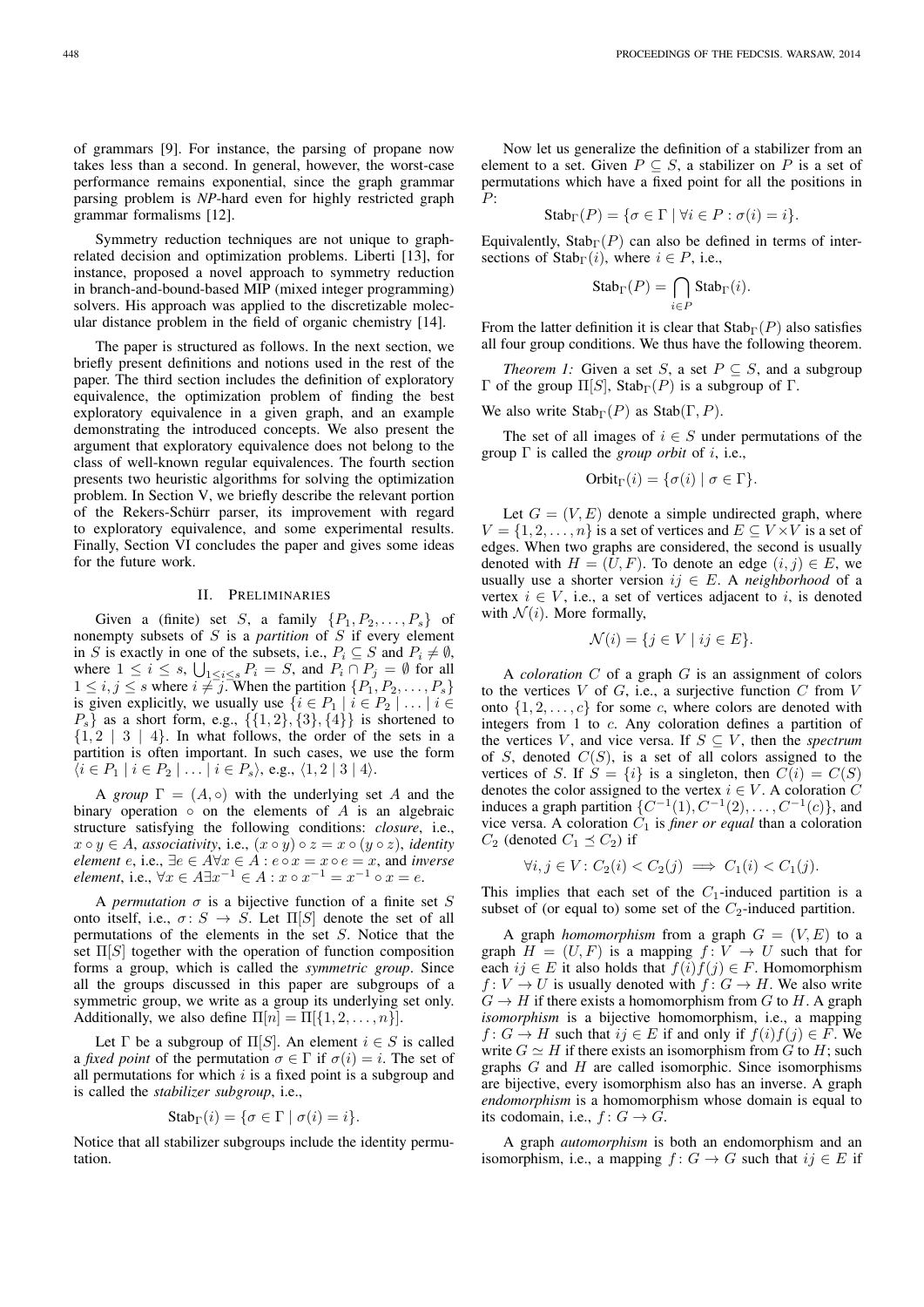of grammars [9]. For instance, the parsing of propane now takes less than a second. In general, however, the worst-case performance remains exponential, since the graph grammar parsing problem is *NP*-hard even for highly restricted graph grammar formalisms [12].

Symmetry reduction techniques are not unique to graph-related decision and optimization problems. Liberti [13], for instance, proposed a novel approach to symmetry reduction in branch-and-bound-based MIP (mixed integer programming) solvers. His approach was applied to the discretizable molecular distance problem in the field of organic chemistry [14].

The paper is structured as follows. In the next section, we briefly present definitions and notions used in the rest of the paper. The third section includes the definition of exploratory equivalence, the optimization problem of finding the best exploratory equivalence in a given graph, and an example demonstrating the introduced concepts. We also present the argument that exploratory equivalence does not belong to the class of well-known regular equivalences. The fourth section presents two heuristic algorithms for solving the optimization problem. In Section V, we briefly describe the relevant portion of the Rekers-Schürr parser, its improvement with regard to exploratory equivalence, and some experimental results. Finally, Section VI concludes the paper and gives some ideas for the future work.

## II. Preliminaries

Given a (finite) set $S$, a family $\{P_1, P_2, \ldots, P_s\}$ of nonempty subsets of $S$ is a *partition* of $S$ if every element in $S$ is exactly in one of the subsets, i.e., $P_i \subseteq S$ and $P_i \neq \emptyset$, where $1 \leq i \leq s$, $\bigcup_{1 \leq i \leq s} P_i = S$, and $P_i \cap P_j = \emptyset$ for all $1 \leq i, j \leq s$ where $i \neq j$. When the partition $\{P_1, P_2, \ldots, P_s\}$ is given explicitly, we usually use $\{i \in P_1 \mid i \in P_2 \mid \ldots \mid i \in P_s\}$ as a short form, e.g., $\{\{1, 2\}, \{3\}, \{4\}\}$ is shortened to $\{1, 2 \mid 3 \mid 4\}$. In what follows, the order of the sets in a partition is often important. In such cases, we use the form $\langle i \in P_1 \mid i \in P_2 \mid \ldots \mid i \in P_s \rangle$, e.g., $\langle 1, 2 \mid 3 \mid 4 \rangle$.

A *group* $\Gamma = (A, \circ)$ with the underlying set $A$ and the binary operation $\circ$ on the elements of $A$ is an algebraic structure satisfying the following conditions: *closure*, i.e., $x \circ y \in A$, *associativity*, i.e., $(x \circ y) \circ z = x \circ (y \circ z)$, *identity element* $e$, i.e., $\exists e \in A \forall x \in A : e \circ x = x \circ e = x$, and *inverse element*, i.e., $\forall x \in A \exists x^{-1} \in A : x \circ x^{-1} = x^{-1} \circ x = e$.

A *permutation* $\sigma$ is a bijective function of a finite set $S$ onto itself, i.e., $\sigma \colon S \to S$. Let $\Pi[S]$ denote the set of all permutations of the elements in the set $S$. Notice that the set $\Pi[S]$ together with the operation of function composition forms a group, which is called the *symmetric group*. Since all the groups discussed in this paper are subgroups of a symmetric group, we write as a group its underlying set only. Additionally, we also define $\Pi[n] = \Pi[\{1, 2, \ldots, n\}]$.

Let $\Gamma$ be a subgroup of $\Pi[S]$. An element $i \in S$ is called a *fixed point* of the permutation $\sigma \in \Gamma$ if $\sigma(i) = i$. The set of all permutations for which $i$ is a fixed point is a subgroup and is called the *stabilizer subgroup*, i.e.,

$$\mathrm{Stab}_\Gamma(i) = \{\sigma \in \Gamma \mid \sigma(i) = i\}.$$

Notice that all stabilizer subgroups include the identity permutation.

Now let us generalize the definition of a stabilizer from an element to a set. Given $P \subseteq S$, a stabilizer on $P$ is a set of permutations which have a fixed point for all the positions in $P$:

$$\mathrm{Stab}_\Gamma(P) = \{\sigma \in \Gamma \mid \forall i \in P : \sigma(i) = i\}.$$

Equivalently, $\mathrm{Stab}_\Gamma(P)$ can also be defined in terms of intersections of $\mathrm{Stab}_\Gamma(i)$, where $i \in P$, i.e.,

$$\mathrm{Stab}_\Gamma(P) = \bigcap_{i \in P} \mathrm{Stab}_\Gamma(i).$$

From the latter definition it is clear that $\mathrm{Stab}_\Gamma(P)$ also satisfies all four group conditions. We thus have the following theorem.

*Theorem 1:* Given a set $S$, a set $P \subseteq S$, and a subgroup $\Gamma$ of the group $\Pi[S]$, $\mathrm{Stab}_\Gamma(P)$ is a subgroup of $\Gamma$.

We also write $\mathrm{Stab}_\Gamma(P)$ as $\mathrm{Stab}(\Gamma, P)$.

The set of all images of $i \in S$ under permutations of the group $\Gamma$ is called the *group orbit* of $i$, i.e.,

$$\mathrm{Orbit}_\Gamma(i) = \{\sigma(i) \mid \sigma \in \Gamma\}.$$

Let $G = (V, E)$ denote a simple undirected graph, where $V = \{1, 2, \ldots, n\}$ is a set of vertices and $E \subseteq V \times V$ is a set of edges. When two graphs are considered, the second is usually denoted with $H = (U, F)$. To denote an edge $(i, j) \in E$, we usually use a shorter version $ij \in E$. A *neighborhood* of a vertex $i \in V$, i.e., a set of vertices adjacent to $i$, is denoted with $\mathcal{N}(i)$. More formally,

$$\mathcal{N}(i) = \{j \in V \mid ij \in E\}.$$

A *coloration* $C$ of a graph $G$ is an assignment of colors to the vertices $V$ of $G$, i.e., a surjective function $C$ from $V$ onto $\{1, 2, \ldots, c\}$ for some $c$, where colors are denoted with integers from 1 to $c$. Any coloration defines a partition of the vertices $V$, and vice versa. If $S \subseteq V$, then the *spectrum* of $S$, denoted $C(S)$, is a set of all colors assigned to the vertices of $S$. If $S = \{i\}$ is a singleton, then $C(i) = C(S)$ denotes the color assigned to the vertex $i \in V$. A coloration $C$ induces a graph partition $\{C^{-1}(1), C^{-1}(2), \ldots, C^{-1}(c)\}$, and vice versa. A coloration $C_1$ is *finer or equal* than a coloration $C_2$ (denoted $C_1 \preceq C_2$) if

$$\forall i, j \in V : C_2(i) < C_2(j) \implies C_1(i) < C_1(j).$$

This implies that each set of the $C_1$-induced partition is a subset of (or equal to) some set of the $C_2$-induced partition.

A graph *homomorphism* from a graph $G = (V, E)$ to a graph $H = (U, F)$ is a mapping $f \colon V \to U$ such that for each $ij \in E$ it also holds that $f(i)f(j) \in F$. Homomorphism $f \colon V \to U$ is usually denoted with $f \colon G \to H$. We also write $G \to H$ if there exists a homomorphism from $G$ to $H$. A graph *isomorphism* is a bijective homomorphism, i.e., a mapping $f \colon G \to H$ such that $ij \in E$ if and only if $f(i)f(j) \in F$. We write $G \simeq H$ if there exists an isomorphism from $G$ to $H$; such graphs $G$ and $H$ are called isomorphic. Since isomorphisms are bijective, every isomorphism also has an inverse. A graph *endomorphism* is a homomorphism whose domain is equal to its codomain, i.e., $f \colon G \to G$.

A graph *automorphism* is both an endomorphism and an isomorphism, i.e., a mapping $f \colon G \to G$ such that $ij \in E$ if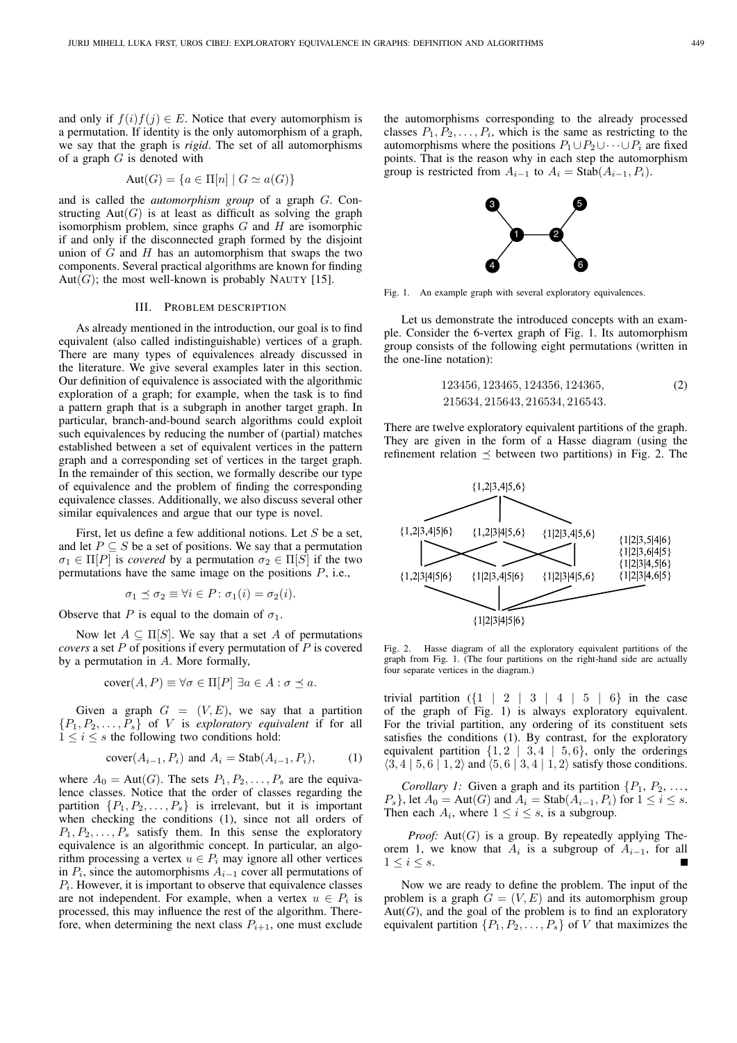and only if $f(i)f(j) \in E$. Notice that every automorphism is a permutation. If identity is the only automorphism of a graph, we say that the graph is *rigid*. The set of all automorphisms of a graph $G$ is denoted with

$$\text{Aut}(G) = \{a \in \Pi[n] \mid G \simeq a(G)\}$$

and is called the *automorphism group* of a graph $G$. Constructing $\text{Aut}(G)$ is at least as difficult as solving the graph isomorphism problem, since graphs $G$ and $H$ are isomorphic if and only if the disconnected graph formed by the disjoint union of $G$ and $H$ has an automorphism that swaps the two components. Several practical algorithms are known for finding $\text{Aut}(G)$; the most well-known is probably NAUTY [15].

## III. PROBLEM DESCRIPTION

As already mentioned in the introduction, our goal is to find equivalent (also called indistinguishable) vertices of a graph. There are many types of equivalences already discussed in the literature. We give several examples later in this section. Our definition of equivalence is associated with the algorithmic exploration of a graph; for example, when the task is to find a pattern graph that is a subgraph in another target graph. In particular, branch-and-bound search algorithms could exploit such equivalences by reducing the number of (partial) matches established between a set of equivalent vertices in the pattern graph and a corresponding set of vertices in the target graph. In the remainder of this section, we formally describe our type of equivalence and the problem of finding the corresponding equivalence classes. Additionally, we also discuss several other similar equivalences and argue that our type is novel.

First, let us define a few additional notions. Let $S$ be a set, and let $P \subseteq S$ be a set of positions. We say that a permutation $\sigma_1 \in \Pi[P]$ is *covered* by a permutation $\sigma_2 \in \Pi[S]$ if the two permutations have the same image on the positions $P$, i.e.,

$$\sigma_1 \preceq \sigma_2 \equiv \forall i \in P \colon \sigma_1(i) = \sigma_2(i).$$

Observe that $P$ is equal to the domain of $\sigma_1$.

Now let $A \subseteq \Pi[S]$. We say that a set $A$ of permutations *covers* a set $P$ of positions if every permutation of $P$ is covered by a permutation in $A$. More formally,

$$\text{cover}(A, P) \equiv \forall \sigma \in \Pi[P]\ \exists a \in A : \sigma \preceq a.$$

Given a graph $G = (V, E)$, we say that a partition $\{P_1, P_2, \ldots, P_s\}$ of $V$ is *exploratory equivalent* if for all $1 \leq i \leq s$ the following two conditions hold:

$$\text{cover}(A_{i-1}, P_i) \text{ and } A_i = \text{Stab}(A_{i-1}, P_i), \tag{1}$$

where $A_0 = \text{Aut}(G)$. The sets $P_1, P_2, \ldots, P_s$ are the equivalence classes. Notice that the order of classes regarding the partition $\{P_1, P_2, \ldots, P_s\}$ is irrelevant, but it is important when checking the conditions (1), since not all orders of $P_1, P_2, \ldots, P_s$ satisfy them. In this sense the exploratory equivalence is an algorithmic concept. In particular, an algorithm processing a vertex $u \in P_i$ may ignore all other vertices in $P_i$, since the automorphisms $A_{i-1}$ cover all permutations of $P_i$. However, it is important to observe that equivalence classes are not independent. For example, when a vertex $u \in P_i$ is processed, this may influence the rest of the algorithm. Therefore, when determining the next class $P_{i+1}$, one must exclude the automorphisms corresponding to the already processed classes $P_1, P_2, \ldots, P_i$, which is the same as restricting to the automorphisms where the positions $P_1 \cup P_2 \cup \cdots \cup P_i$ are fixed points. That is the reason why in each step the automorphism group is restricted from $A_{i-1}$ to $A_i = \text{Stab}(A_{i-1}, P_i)$.

Fig. 1. An example graph with several exploratory equivalences.

Let us demonstrate the introduced concepts with an example. Consider the 6-vertex graph of Fig. 1. Its automorphism group consists of the following eight permutations (written in the one-line notation):

$$\begin{aligned} &123456, 123465, 124356, 124365, \\ &215634, 215643, 216534, 216543. \end{aligned} \tag{2}$$

There are twelve exploratory equivalent partitions of the graph. They are given in the form of a Hasse diagram (using the refinement relation $\preceq$ between two partitions) in Fig. 2. The

Fig. 2. Hasse diagram of all the exploratory equivalent partitions of the graph from Fig. 1. (The four partitions on the right-hand side are actually four separate vertices in the diagram.)

trivial partition ($\{1 \mid 2 \mid 3 \mid 4 \mid 5 \mid 6\}$ in the case of the graph of Fig. 1) is always exploratory equivalent. For the trivial partition, any ordering of its constituent sets satisfies the conditions (1). By contrast, for the exploratory equivalent partition $\{1, 2 \mid 3, 4 \mid 5, 6\}$, only the orderings $\langle 3, 4 \mid 5, 6 \mid 1, 2\rangle$ and $\langle 5, 6 \mid 3, 4 \mid 1, 2\rangle$ satisfy those conditions.

*Corollary 1:* Given a graph and its partition $\{P_1, P_2, \ldots, P_s\}$, let $A_0 = \text{Aut}(G)$ and $A_i = \text{Stab}(A_{i-1}, P_i)$ for $1 \leq i \leq s$. Then each $A_i$, where $1 \leq i \leq s$, is a subgroup.

*Proof:* $\text{Aut}(G)$ is a group. By repeatedly applying Theorem 1, we know that $A_i$ is a subgroup of $A_{i-1}$, for all $1 \leq i \leq s$. ∎

Now we are ready to define the problem. The input of the problem is a graph $G = (V, E)$ and its automorphism group $\text{Aut}(G)$, and the goal of the problem is to find an exploratory equivalent partition $\{P_1, P_2, \ldots, P_s\}$ of $V$ that maximizes the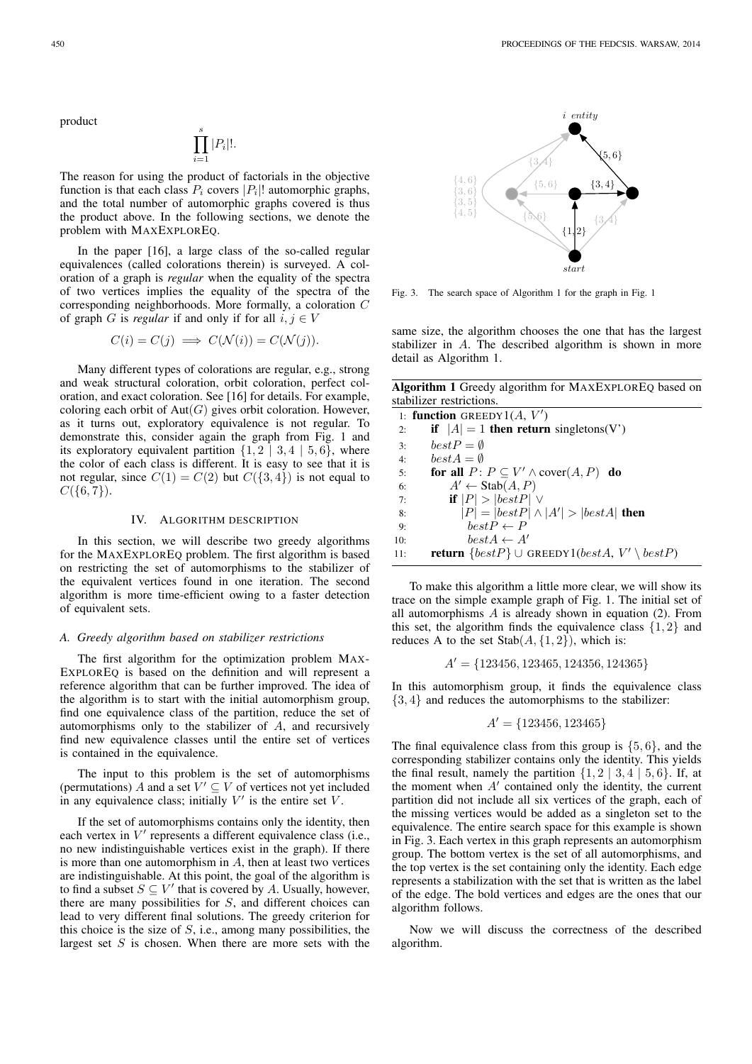product

$$\prod_{i=1}^{s} |P_i|!.$$

The reason for using the product of factorials in the objective function is that each class $P_i$ covers $|P_i|!$ automorphic graphs, and the total number of automorphic graphs covered is thus the product above. In the following sections, we denote the problem with MAXEXPLOREQ.

In the paper [16], a large class of the so-called regular equivalences (called colorations therein) is surveyed. A coloration of a graph is *regular* when the equality of the spectra of two vertices implies the equality of the spectra of the corresponding neighborhoods. More formally, a coloration $C$ of graph $G$ is *regular* if and only if for all $i, j \in V$

$$C(i) = C(j) \implies C(\mathcal{N}(i)) = C(\mathcal{N}(j)).$$

Many different types of colorations are regular, e.g., strong and weak structural coloration, orbit coloration, perfect coloration, and exact coloration. See [16] for details. For example, coloring each orbit of $\mathrm{Aut}(G)$ gives orbit coloration. However, as it turns out, exploratory equivalence is not regular. To demonstrate this, consider again the graph from Fig. 1 and its exploratory equivalent partition $\{1, 2 \mid 3, 4 \mid 5, 6\}$, where the color of each class is different. It is easy to see that it is not regular, since $C(1) = C(2)$ but $C(\{3, 4\})$ is not equal to $C(\{6, 7\})$.

## IV. ALGORITHM DESCRIPTION

In this section, we will describe two greedy algorithms for the MAXEXPLOREQ problem. The first algorithm is based on restricting the set of automorphisms to the stabilizer of the equivalent vertices found in one iteration. The second algorithm is more time-efficient owing to a faster detection of equivalent sets.

### A. Greedy algorithm based on stabilizer restrictions

The first algorithm for the optimization problem MAXEXPLOREQ is based on the definition and will represent a reference algorithm that can be further improved. The idea of the algorithm is to start with the initial automorphism group, find one equivalence class of the partition, reduce the set of automorphisms only to the stabilizer of $A$, and recursively find new equivalence classes until the entire set of vertices is contained in the equivalence.

The input to this problem is the set of automorphisms (permutations) $A$ and a set $V' \subseteq V$ of vertices not yet included in any equivalence class; initially $V'$ is the entire set $V$.

If the set of automorphisms contains only the identity, then each vertex in $V'$ represents a different equivalence class (i.e., no new indistinguishable vertices exist in the graph). If there is more than one automorphism in $A$, then at least two vertices are indistinguishable. At this point, the goal of the algorithm is to find a subset $S \subseteq V'$ that is covered by $A$. Usually, however, there are many possibilities for $S$, and different choices can lead to very different final solutions. The greedy criterion for this choice is the size of $S$, i.e., among many possibilities, the largest set $S$ is chosen. When there are more sets with the same size, the algorithm chooses the one that has the largest stabilizer in $A$. The described algorithm is shown in more detail as Algorithm 1.

Fig. 3. The search space of Algorithm 1 for the graph in Fig. 1

**Algorithm 1** Greedy algorithm for MAXEXPLOREQ based on stabilizer restrictions.

```
1:  function GREEDY1(A, V')
2:      if |A| = 1 then return singletons(V')
3:      bestP = ∅
4:      bestA = ∅
5:      for all P: P ⊆ V' ∧ cover(A, P) do
6:          A' ← Stab(A, P)
7:          if |P| > |bestP| ∨
8:              |P| = |bestP| ∧ |A'| > |bestA| then
9:              bestP ← P
10:             bestA ← A'
11:     return {bestP} ∪ GREEDY1(bestA, V' \ bestP)
```

To make this algorithm a little more clear, we will show its trace on the simple example graph of Fig. 1. The initial set of all automorphisms $A$ is already shown in equation (2). From this set, the algorithm finds the equivalence class $\{1, 2\}$ and reduces A to the set $\mathrm{Stab}(A, \{1, 2\})$, which is:

$$A' = \{123456, 123465, 124356, 124365\}$$

In this automorphism group, it finds the equivalence class $\{3, 4\}$ and reduces the automorphisms to the stabilizer:

$$A' = \{123456, 123465\}$$

The final equivalence class from this group is $\{5, 6\}$, and the corresponding stabilizer contains only the identity. This yields the final result, namely the partition $\{1, 2 \mid 3, 4 \mid 5, 6\}$. If, at the moment when $A'$ contained only the identity, the current partition did not include all six vertices of the graph, each of the missing vertices would be added as a singleton set to the equivalence. The entire search space for this example is shown in Fig. 3. Each vertex in this graph represents an automorphism group. The bottom vertex is the set of all automorphisms, and the top vertex is the set containing only the identity. Each edge represents a stabilization with the set that is written as the label of the edge. The bold vertices and edges are the ones that our algorithm follows.

Now we will discuss the correctness of the described algorithm.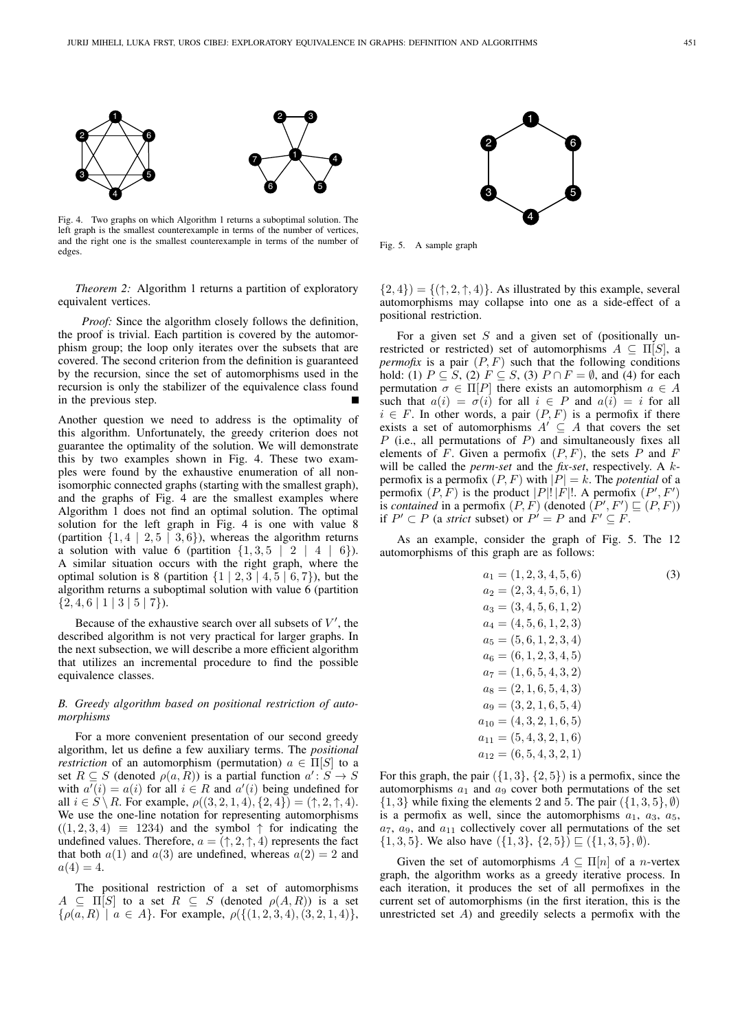Fig. 4. Two graphs on which Algorithm 1 returns a suboptimal solution. The left graph is the smallest counterexample in terms of the number of vertices, and the right one is the smallest counterexample in terms of the number of edges.

Fig. 5. A sample graph

*Theorem 2:* Algorithm 1 returns a partition of exploratory equivalent vertices.

*Proof:* Since the algorithm closely follows the definition, the proof is trivial. Each partition is covered by the automorphism group; the loop only iterates over the subsets that are covered. The second criterion from the definition is guaranteed by the recursion, since the set of automorphisms used in the recursion is only the stabilizer of the equivalence class found in the previous step. ∎

Another question we need to address is the optimality of this algorithm. Unfortunately, the greedy criterion does not guarantee the optimality of the solution. We will demonstrate this by two examples shown in Fig. 4. These two examples were found by the exhaustive enumeration of all non-isomorphic connected graphs (starting with the smallest graph), and the graphs of Fig. 4 are the smallest examples where Algorithm 1 does not find an optimal solution. The optimal solution for the left graph in Fig. 4 is one with value 8 (partition $\{1, 4 \mid 2, 5 \mid 3, 6\}$), whereas the algorithm returns a solution with value 6 (partition $\{1, 3, 5 \mid 2 \mid 4 \mid 6\}$). A similar situation occurs with the right graph, where the optimal solution is 8 (partition $\{1 \mid 2, 3 \mid 4, 5 \mid 6, 7\}$), but the algorithm returns a suboptimal solution with value 6 (partition $\{2, 4, 6 \mid 1 \mid 3 \mid 5 \mid 7\}$).

Because of the exhaustive search over all subsets of $V'$, the described algorithm is not very practical for larger graphs. In the next subsection, we will describe a more efficient algorithm that utilizes an incremental procedure to find the possible equivalence classes.

### B. Greedy algorithm based on positional restriction of automorphisms

For a more convenient presentation of our second greedy algorithm, let us define a few auxiliary terms. The *positional restriction* of an automorphism (permutation) $a \in \Pi[S]$ to a set $R \subseteq S$ (denoted $\rho(a, R)$) is a partial function $a' \colon S \to S$ with $a'(i) = a(i)$ for all $i \in R$ and $a'(i)$ being undefined for all $i \in S \setminus R$. For example, $\rho((3, 2, 1, 4), \{2, 4\}) = (\uparrow, 2, \uparrow, 4)$. We use the one-line notation for representing automorphisms ($(1, 2, 3, 4) \equiv 1234$) and the symbol $\uparrow$ for indicating the undefined values. Therefore, $a = (\uparrow, 2, \uparrow, 4)$ represents the fact that both $a(1)$ and $a(3)$ are undefined, whereas $a(2) = 2$ and $a(4) = 4$.

The positional restriction of a set of automorphisms $A \subseteq \Pi[S]$ to a set $R \subseteq S$ (denoted $\rho(A, R)$) is a set $\{\rho(a, R) \mid a \in A\}$. For example, $\rho(\{(1, 2, 3, 4), (3, 2, 1, 4)\}, \{2, 4\}) = \{(\uparrow, 2, \uparrow, 4)\}$. As illustrated by this example, several automorphisms may collapse into one as a side-effect of a positional restriction.

For a given set $S$ and a given set of (positionally unrestricted or restricted) set of automorphisms $A \subseteq \Pi[S]$, a *permofix* is a pair $(P, F)$ such that the following conditions hold: (1) $P \subseteq S$, (2) $F \subseteq S$, (3) $P \cap F = \emptyset$, and (4) for each permutation $\sigma \in \Pi[P]$ there exists an automorphism $a \in A$ such that $a(i) = \sigma(i)$ for all $i \in P$ and $a(i) = i$ for all $i \in F$. In other words, a pair $(P, F)$ is a permofix if there exists a set of automorphisms $A' \subseteq A$ that covers the set $P$ (i.e., all permutations of $P$) and simultaneously fixes all elements of $F$. Given a permofix $(P, F)$, the sets $P$ and $F$ will be called the *perm-set* and the *fix-set*, respectively. A $k$-permofix is a permofix $(P, F)$ with $|P| = k$. The *potential* of a permofix $(P, F)$ is the product $|P|!\,|F|!$. A permofix $(P', F')$ is *contained* in a permofix $(P, F)$ (denoted $(P', F') \sqsubseteq (P, F)$) if $P' \subset P$ (a *strict* subset) or $P' = P$ and $F' \subseteq F$.

As an example, consider the graph of Fig. 5. The 12 automorphisms of this graph are as follows:

$$
\begin{aligned}
a_1 &= (1, 2, 3, 4, 5, 6) \qquad (3)\\
a_2 &= (2, 3, 4, 5, 6, 1)\\
a_3 &= (3, 4, 5, 6, 1, 2)\\
a_4 &= (4, 5, 6, 1, 2, 3)\\
a_5 &= (5, 6, 1, 2, 3, 4)\\
a_6 &= (6, 1, 2, 3, 4, 5)\\
a_7 &= (1, 6, 5, 4, 3, 2)\\
a_8 &= (2, 1, 6, 5, 4, 3)\\
a_9 &= (3, 2, 1, 6, 5, 4)\\
a_{10} &= (4, 3, 2, 1, 6, 5)\\
a_{11} &= (5, 4, 3, 2, 1, 6)\\
a_{12} &= (6, 5, 4, 3, 2, 1)
\end{aligned}
$$

For this graph, the pair $(\{1, 3\}, \{2, 5\})$ is a permofix, since the automorphisms $a_1$ and $a_9$ cover both permutations of the set $\{1, 3\}$ while fixing the elements 2 and 5. The pair $(\{1, 3, 5\}, \emptyset)$ is a permofix as well, since the automorphisms $a_1$, $a_3$, $a_5$, $a_7$, $a_9$, and $a_{11}$ collectively cover all permutations of the set $\{1, 3, 5\}$. We also have $(\{1, 3\}, \{2, 5\}) \sqsubseteq (\{1, 3, 5\}, \emptyset)$.

Given the set of automorphisms $A \subseteq \Pi[n]$ of a $n$-vertex graph, the algorithm works as a greedy iterative process. In each iteration, it produces the set of all permofixes in the current set of automorphisms (in the first iteration, this is the unrestricted set $A$) and greedily selects a permofix with the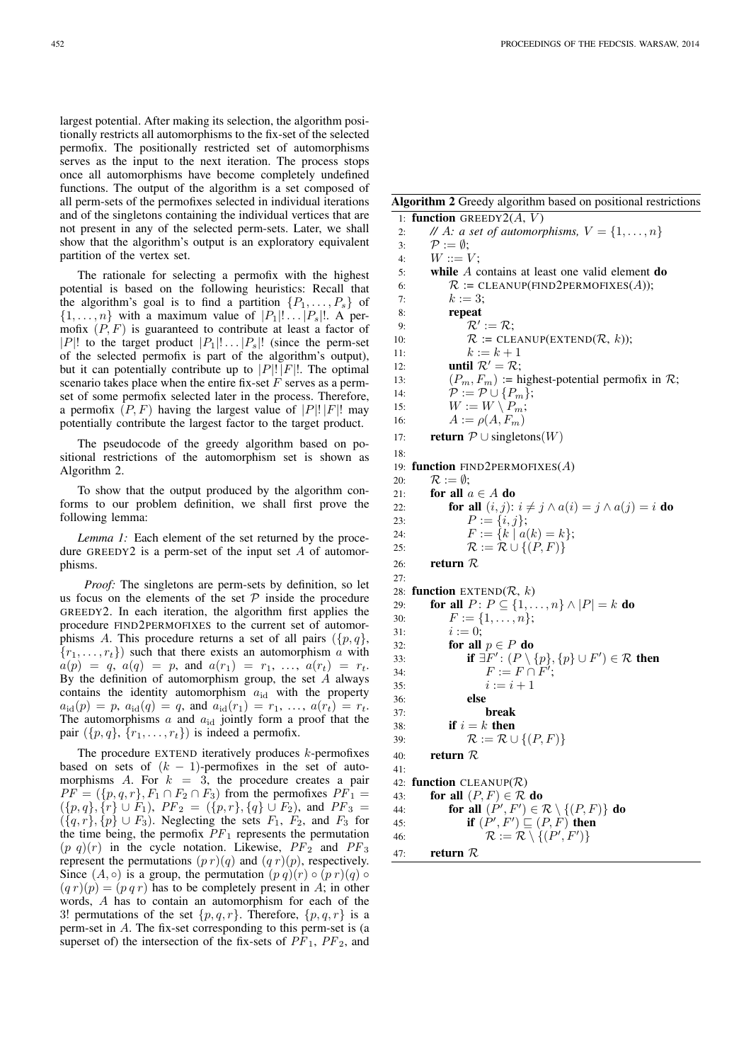largest potential. After making its selection, the algorithm positionally restricts all automorphisms to the fix-set of the selected permofix. The positionally restricted set of automorphisms serves as the input to the next iteration. The process stops once all automorphisms have become completely undefined functions. The output of the algorithm is a set composed of all perm-sets of the permofixes selected in individual iterations and of the singletons containing the individual vertices that are not present in any of the selected perm-sets. Later, we shall show that the algorithm's output is an exploratory equivalent partition of the vertex set.

The rationale for selecting a permofix with the highest potential is based on the following heuristics: Recall that the algorithm's goal is to find a partition $\{P_1, \ldots, P_s\}$ of $\{1, \ldots, n\}$ with a maximum value of $|P_1|! \ldots |P_s|!$. A permofix $(P, F)$ is guaranteed to contribute at least a factor of $|P|!$ to the target product $|P_1|! \ldots |P_s|!$ (since the perm-set of the selected permofix is part of the algorithm's output), but it can potentially contribute up to $|P|!\,|F|!$. The optimal scenario takes place when the entire fix-set $F$ serves as a perm-set of some permofix selected later in the process. Therefore, a permofix $(P, F)$ having the largest value of $|P|!\,|F|!$ may potentially contribute the largest factor to the target product.

The pseudocode of the greedy algorithm based on positional restrictions of the automorphism set is shown as Algorithm 2.

To show that the output produced by the algorithm conforms to our problem definition, we shall first prove the following lemma:

*Lemma 1:* Each element of the set returned by the procedure GREEDY2 is a perm-set of the input set $A$ of automorphisms.

*Proof:* The singletons are perm-sets by definition, so let us focus on the elements of the set $\mathcal{P}$ inside the procedure GREEDY2. In each iteration, the algorithm first applies the procedure FIND2PERMOFIXES to the current set of automorphisms $A$. This procedure returns a set of all pairs $(\{p, q\}, \{r_1, \ldots, r_t\})$ such that there exists an automorphism $a$ with $a(p) = q$, $a(q) = p$, and $a(r_1) = r_1, \ldots, a(r_t) = r_t$. By the definition of automorphism group, the set $A$ always contains the identity automorphism $a_{\text{id}}$ with the property $a_{\text{id}}(p) = p$, $a_{\text{id}}(q) = q$, and $a_{\text{id}}(r_1) = r_1, \ldots, a_{\text{id}}(r_t) = r_t$. The automorphisms $a$ and $a_{\text{id}}$ jointly form a proof that the pair $(\{p, q\}, \{r_1, \ldots, r_t\})$ is indeed a permofix.

The procedure EXTEND iteratively produces $k$-permofixes based on sets of $(k-1)$-permofixes in the set of automorphisms $A$. For $k = 3$, the procedure creates a pair $PF = (\{p, q, r\}, F_1 \cap F_2 \cap F_3)$ from the permofixes $PF_1 = (\{p, q\}, \{r\} \cup F_1)$, $PF_2 = (\{p, r\}, \{q\} \cup F_2)$, and $PF_3 = (\{q, r\}, \{p\} \cup F_3)$. Neglecting the sets $F_1$, $F_2$, and $F_3$ for the time being, the permofix $PF_1$ represents the permutation $(p\ q)(r)$ in the cycle notation. Likewise, $PF_2$ and $PF_3$ represent the permutations $(p\,r)(q)$ and $(q\,r)(p)$, respectively. Since $(A, \circ)$ is a group, the permutation $(p\,q)(r) \circ (p\,r)(q) \circ (q\,r)(p) = (p\,q\,r)$ has to be completely present in $A$; in other words, $A$ has to contain an automorphism for each of the 3! permutations of the set $\{p, q, r\}$. Therefore, $\{p, q, r\}$ is a perm-set in $A$. The fix-set corresponding to this perm-set is (a superset of) the intersection of the fix-sets of $PF_1$, $PF_2$, and

**Algorithm 2** Greedy algorithm based on positional restrictions

```
1:  function GREEDY2(A, V)
2:      // A: a set of automorphisms, V = {1, ..., n}
3:      𝒫 := ∅;
4:      W ::= V;
5:      while A contains at least one valid element do
6:          ℛ := CLEANUP(FIND2PERMOFIXES(A));
7:          k := 3;
8:          repeat
9:              ℛ' := ℛ;
10:             ℛ := CLEANUP(EXTEND(ℛ, k));
11:             k := k + 1
12:         until ℛ' = ℛ;
13:         (P_m, F_m) := highest-potential permofix in ℛ;
14:         𝒫 := 𝒫 ∪ {P_m};
15:         W := W \ P_m;
16:         A := ρ(A, F_m)
17:     return 𝒫 ∪ singletons(W)
18:
19: function FIND2PERMOFIXES(A)
20:     ℛ := ∅;
21:     for all a ∈ A do
22:         for all (i, j): i ≠ j ∧ a(i) = j ∧ a(j) = i do
23:             P := {i, j};
24:             F := {k | a(k) = k};
25:             ℛ := ℛ ∪ {(P, F)}
26:     return ℛ
27:
28: function EXTEND(ℛ, k)
29:     for all P: P ⊆ {1, ..., n} ∧ |P| = k do
30:         F := {1, ..., n};
31:         i := 0;
32:         for all p ∈ P do
33:             if ∃F': (P \ {p}, {p} ∪ F') ∈ ℛ then
34:                 F := F ∩ F';
35:                 i := i + 1
36:             else
37:                 break
38:         if i = k then
39:             ℛ := ℛ ∪ {(P, F)}
40:     return ℛ
41:
42: function CLEANUP(ℛ)
43:     for all (P, F) ∈ ℛ do
44:         for all (P', F') ∈ ℛ \ {(P, F)} do
45:             if (P', F') ⊑ (P, F) then
46:                 ℛ := ℛ \ {(P', F')}
47:     return ℛ
```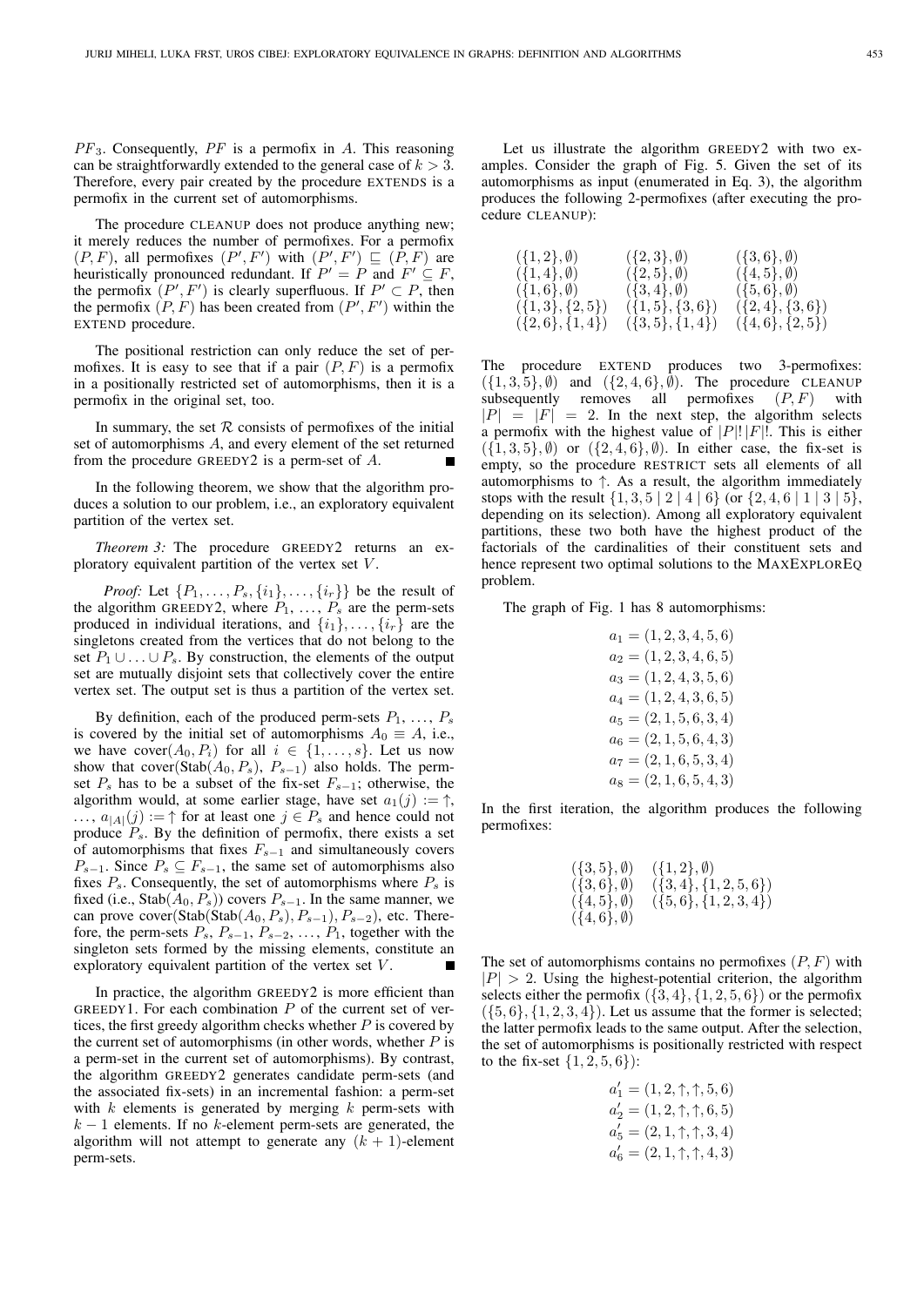$PF_3$. Consequently, $PF$ is a permofix in $A$. This reasoning can be straightforwardly extended to the general case of $k > 3$. Therefore, every pair created by the procedure EXTENDS is a permofix in the current set of automorphisms.

The procedure CLEANUP does not produce anything new; it merely reduces the number of permofixes. For a permofix $(P, F)$, all permofixes $(P', F')$ with $(P', F') \sqsubseteq (P, F)$ are heuristically pronounced redundant. If $P' = P$ and $F' \subseteq F$, the permofix $(P', F')$ is clearly superfluous. If $P' \subset P$, then the permofix $(P, F)$ has been created from $(P', F')$ within the EXTEND procedure.

The positional restriction can only reduce the set of permofixes. It is easy to see that if a pair $(P, F)$ is a permofix in a positionally restricted set of automorphisms, then it is a permofix in the original set, too.

In summary, the set $\mathcal{R}$ consists of permofixes of the initial set of automorphisms $A$, and every element of the set returned from the procedure GREEDY2 is a perm-set of $A$. ∎

In the following theorem, we show that the algorithm produces a solution to our problem, i.e., an exploratory equivalent partition of the vertex set.

*Theorem 3:* The procedure GREEDY2 returns an exploratory equivalent partition of the vertex set $V$.

*Proof:* Let $\{P_1, \ldots, P_s, \{i_1\}, \ldots, \{i_r\}\}$ be the result of the algorithm GREEDY2, where $P_1, \ldots, P_s$ are the perm-sets produced in individual iterations, and $\{i_1\}, \ldots, \{i_r\}$ are the singletons created from the vertices that do not belong to the set $P_1 \cup \ldots \cup P_s$. By construction, the elements of the output set are mutually disjoint sets that collectively cover the entire vertex set. The output set is thus a partition of the vertex set.

By definition, each of the produced perm-sets $P_1, \ldots, P_s$ is covered by the initial set of automorphisms $A_0 \equiv A$, i.e., we have $\text{cover}(A_0, P_i)$ for all $i \in \{1, \ldots, s\}$. Let us now show that $\text{cover}(\text{Stab}(A_0, P_s), P_{s-1})$ also holds. The perm-set $P_s$ has to be a subset of the fix-set $F_{s-1}$; otherwise, the algorithm would, at some earlier stage, have set $a_1(j) := \uparrow$, $\ldots$, $a_{|A|}(j) := \uparrow$ for at least one $j \in P_s$ and hence could not produce $P_s$. By the definition of permofix, there exists a set of automorphisms that fixes $F_{s-1}$ and simultaneously covers $P_{s-1}$. Since $P_s \subseteq F_{s-1}$, the same set of automorphisms also fixes $P_s$. Consequently, the set of automorphisms where $P_s$ is fixed (i.e., $\text{Stab}(A_0, P_s)$) covers $P_{s-1}$. In the same manner, we can prove $\text{cover}(\text{Stab}(\text{Stab}(A_0, P_s), P_{s-1}), P_{s-2})$, etc. Therefore, the perm-sets $P_s, P_{s-1}, P_{s-2}, \ldots, P_1$, together with the singleton sets formed by the missing elements, constitute an exploratory equivalent partition of the vertex set $V$. ∎

In practice, the algorithm GREEDY2 is more efficient than GREEDY1. For each combination $P$ of the current set of vertices, the first greedy algorithm checks whether $P$ is covered by the current set of automorphisms (in other words, whether $P$ is a perm-set in the current set of automorphisms). By contrast, the algorithm GREEDY2 generates candidate perm-sets (and the associated fix-sets) in an incremental fashion: a perm-set with $k$ elements is generated by merging $k$ perm-sets with $k-1$ elements. If no $k$-element perm-sets are generated, the algorithm will not attempt to generate any $(k+1)$-element perm-sets.

Let us illustrate the algorithm GREEDY2 with two examples. Consider the graph of Fig. 5. Given the set of its automorphisms as input (enumerated in Eq. 3), the algorithm produces the following 2-permofixes (after executing the procedure CLEANUP):

$$
\begin{array}{lll}
(\{1,2\},\emptyset) & (\{2,3\},\emptyset) & (\{3,6\},\emptyset) \\
(\{1,4\},\emptyset) & (\{2,5\},\emptyset) & (\{4,5\},\emptyset) \\
(\{1,6\},\emptyset) & (\{3,4\},\emptyset) & (\{5,6\},\emptyset) \\
(\{1,3\},\{2,5\}) & (\{1,5\},\{3,6\}) & (\{2,4\},\{3,6\}) \\
(\{2,6\},\{1,4\}) & (\{3,5\},\{1,4\}) & (\{4,6\},\{2,5\})
\end{array}
$$

The procedure EXTEND produces two 3-permofixes: $(\{1,3,5\},\emptyset)$ and $(\{2,4,6\},\emptyset)$. The procedure CLEANUP subsequently removes all permofixes $(P, F)$ with $|P| = |F| = 2$. In the next step, the algorithm selects a permofix with the highest value of $|P|!\,|F|!$. This is either $(\{1,3,5\},\emptyset)$ or $(\{2,4,6\},\emptyset)$. In either case, the fix-set is empty, so the procedure RESTRICT sets all elements of all automorphisms to $\uparrow$. As a result, the algorithm immediately stops with the result $\{1,3,5 \mid 2 \mid 4 \mid 6\}$ (or $\{2,4,6 \mid 1 \mid 3 \mid 5\}$, depending on its selection). Among all exploratory equivalent partitions, these two both have the highest product of the factorials of the cardinalities of their constituent sets and hence represent two optimal solutions to the MAXEXPLOREQ problem.

The graph of Fig. 1 has 8 automorphisms:

$$
\begin{aligned}
a_1 &= (1,2,3,4,5,6) \\
a_2 &= (1,2,3,4,6,5) \\
a_3 &= (1,2,4,3,5,6) \\
a_4 &= (1,2,4,3,6,5) \\
a_5 &= (2,1,5,6,3,4) \\
a_6 &= (2,1,5,6,4,3) \\
a_7 &= (2,1,6,5,3,4) \\
a_8 &= (2,1,6,5,4,3)
\end{aligned}
$$

In the first iteration, the algorithm produces the following permofixes:

$$
\begin{array}{ll}
(\{3,5\},\emptyset) & (\{1,2\},\emptyset) \\
(\{3,6\},\emptyset) & (\{3,4\},\{1,2,5,6\}) \\
(\{4,5\},\emptyset) & (\{5,6\},\{1,2,3,4\}) \\
(\{4,6\},\emptyset) &
\end{array}
$$

The set of automorphisms contains no permofixes $(P, F)$ with $|P| > 2$. Using the highest-potential criterion, the algorithm selects either the permofix $(\{3,4\},\{1,2,5,6\})$ or the permofix $(\{5,6\},\{1,2,3,4\})$. Let us assume that the former is selected; the latter permofix leads to the same output. After the selection, the set of automorphisms is positionally restricted with respect to the fix-set $\{1,2,5,6\}$):

$$
\begin{aligned}
a_1' &= (1,2,\uparrow,\uparrow,5,6) \\
a_2' &= (1,2,\uparrow,\uparrow,6,5) \\
a_5' &= (2,1,\uparrow,\uparrow,3,4) \\
a_6' &= (2,1,\uparrow,\uparrow,4,3)
\end{aligned}
$$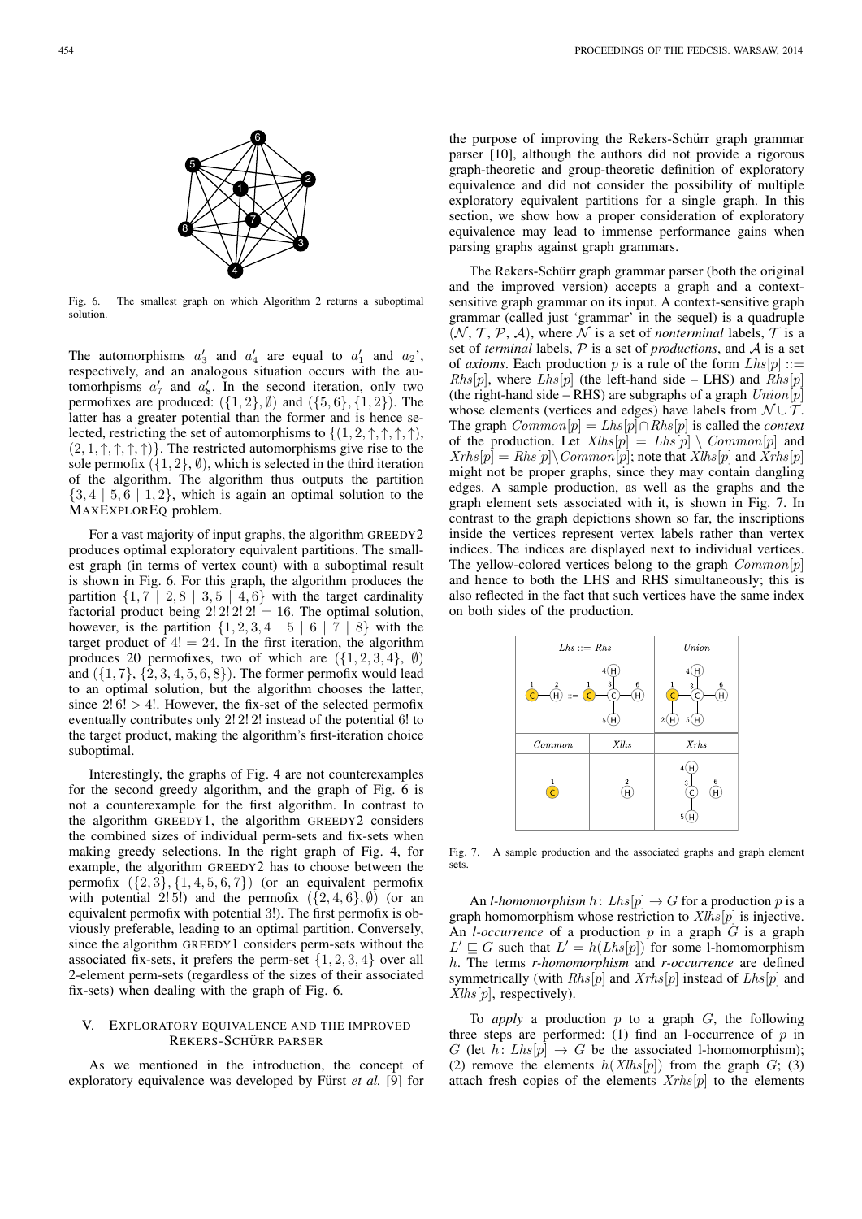Fig. 6. The smallest graph on which Algorithm 2 returns a suboptimal solution.

The automorphisms $a'_3$ and $a'_4$ are equal to $a'_1$ and $a_2$', respectively, and an analogous situation occurs with the automorhpisms $a'_7$ and $a'_8$. In the second iteration, only two permofixes are produced: $(\{1,2\}, \emptyset)$ and $(\{5,6\}, \{1,2\})$. The latter has a greater potential than the former and is hence selected, restricting the set of automorphisms to $\{(1,2,\uparrow,\uparrow,\uparrow,\uparrow),$ $(2,1,\uparrow,\uparrow,\uparrow,\uparrow)\}$. The restricted automorphisms give rise to the sole permofix $(\{1,2\}, \emptyset)$, which is selected in the third iteration of the algorithm. The algorithm thus outputs the partition $\{3,4 \mid 5,6 \mid 1,2\}$, which is again an optimal solution to the MAXEXPLOREQ problem.

For a vast majority of input graphs, the algorithm GREEDY2 produces optimal exploratory equivalent partitions. The smallest graph (in terms of vertex count) with a suboptimal result is shown in Fig. 6. For this graph, the algorithm produces the partition $\{1,7 \mid 2,8 \mid 3,5 \mid 4,6\}$ with the target cardinality factorial product being $2!\,2!\,2!\,2! = 16$. The optimal solution, however, is the partition $\{1,2,3,4 \mid 5 \mid 6 \mid 7 \mid 8\}$ with the target product of $4! = 24$. In the first iteration, the algorithm produces 20 permofixes, two of which are $(\{1,2,3,4\}, \emptyset)$ and $(\{1,7\}, \{2,3,4,5,6,8\})$. The former permofix would lead to an optimal solution, but the algorithm chooses the latter, since $2!\,6! > 4!$. However, the fix-set of the selected permofix eventually contributes only $2!\,2!\,2!$ instead of the potential $6!$ to the target product, making the algorithm's first-iteration choice suboptimal.

Interestingly, the graphs of Fig. 4 are not counterexamples for the second greedy algorithm, and the graph of Fig. 6 is not a counterexample for the first algorithm. In contrast to the algorithm GREEDY1, the algorithm GREEDY2 considers the combined sizes of individual perm-sets and fix-sets when making greedy selections. In the right graph of Fig. 4, for example, the algorithm GREEDY2 has to choose between the permofix $(\{2,3\}, \{1,4,5,6,7\})$ (or an equivalent permofix with potential $2!\,5!$) and the permofix $(\{2,4,6\}, \emptyset)$ (or an equivalent permofix with potential $3!$). The first permofix is obviously preferable, leading to an optimal partition. Conversely, since the algorithm GREEDY1 considers perm-sets without the associated fix-sets, it prefers the perm-set $\{1,2,3,4\}$ over all 2-element perm-sets (regardless of the sizes of their associated fix-sets) when dealing with the graph of Fig. 6.

## V. Exploratory equivalence and the improved Rekers-Schürr parser

As we mentioned in the introduction, the concept of exploratory equivalence was developed by Fürst *et al.* [9] for the purpose of improving the Rekers-Schürr graph grammar parser [10], although the authors did not provide a rigorous graph-theoretic and group-theoretic definition of exploratory equivalence and did not consider the possibility of multiple exploratory equivalent partitions for a single graph. In this section, we show how a proper consideration of exploratory equivalence may lead to immense performance gains when parsing graphs against graph grammars.

The Rekers-Schürr graph grammar parser (both the original and the improved version) accepts a graph and a context-sensitive graph grammar on its input. A context-sensitive graph grammar (called just 'grammar' in the sequel) is a quadruple $(\mathcal{N}, \mathcal{T}, \mathcal{P}, \mathcal{A})$, where $\mathcal{N}$ is a set of *nonterminal* labels, $\mathcal{T}$ is a set of *terminal* labels, $\mathcal{P}$ is a set of *productions*, and $\mathcal{A}$ is a set of *axioms*. Each production $p$ is a rule of the form $Lhs[p] ::= Rhs[p]$, where $Lhs[p]$ (the left-hand side – LHS) and $Rhs[p]$ (the right-hand side – RHS) are subgraphs of a graph $Union[p]$ whose elements (vertices and edges) have labels from $\mathcal{N} \cup \mathcal{T}$. The graph $Common[p] = Lhs[p] \cap Rhs[p]$ is called the *context* of the production. Let $Xlhs[p] = Lhs[p] \setminus Common[p]$ and $Xrhs[p] = Rhs[p] \setminus Common[p]$; note that $Xlhs[p]$ and $Xrhs[p]$ might not be proper graphs, since they may contain dangling edges. A sample production, as well as the graphs and the graph element sets associated with it, is shown in Fig. 7. In contrast to the graph depictions shown so far, the inscriptions inside the vertices represent vertex labels rather than vertex indices. The indices are displayed next to individual vertices. The yellow-colored vertices belong to the graph $Common[p]$ and hence to both the LHS and RHS simultaneously; this is also reflected in the fact that such vertices have the same index on both sides of the production.

Fig. 7. A sample production and the associated graphs and graph element sets.

An *l-homomorphism* $h\colon Lhs[p] \to G$ for a production $p$ is a graph homomorphism whose restriction to $Xlhs[p]$ is injective. An *l-occurrence* of a production $p$ in a graph $G$ is a graph $L' \sqsubseteq G$ such that $L' = h(Lhs[p])$ for some l-homomorphism $h$. The terms *r-homomorphism* and *r-occurrence* are defined symmetrically (with $Rhs[p]$ and $Xrhs[p]$ instead of $Lhs[p]$ and $Xlhs[p]$, respectively).

To *apply* a production $p$ to a graph $G$, the following three steps are performed: (1) find an l-occurrence of $p$ in $G$ (let $h\colon Lhs[p] \to G$ be the associated l-homomorphism); (2) remove the elements $h(Xlhs[p])$ from the graph $G$; (3) attach fresh copies of the elements $Xrhs[p]$ to the elements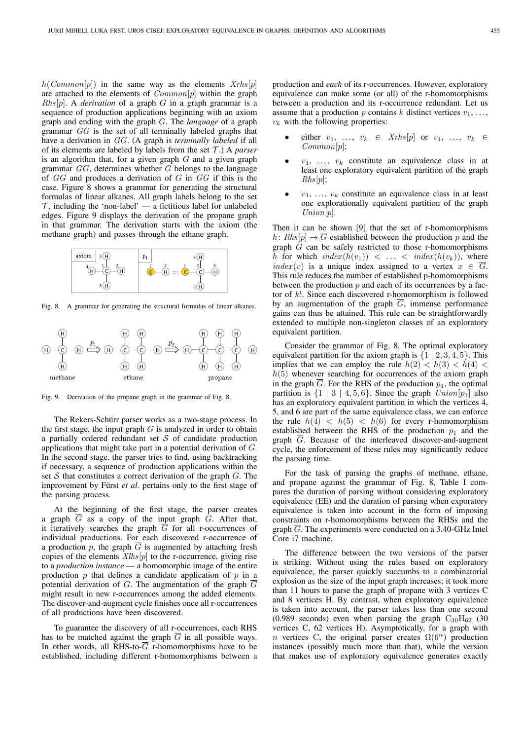$h(Common[p])$ in the same way as the elements $Xrhs[p]$ are attached to the elements of $Common[p]$ within the graph $Rhs[p]$. A *derivation* of a graph $G$ in a graph grammar is a sequence of production applications beginning with an axiom graph and ending with the graph $G$. The *language* of a graph grammar $GG$ is the set of all terminally labeled graphs that have a derivation in $GG$. (A graph is *terminally labeled* if all of its elements are labeled by labels from the set $\mathcal{T}$.) A *parser* is an algorithm that, for a given graph $G$ and a given graph grammar $GG$, determines whether $G$ belongs to the language of $GG$ and produces a derivation of $G$ in $GG$ if this is the case. Figure 8 shows a grammar for generating the structural formulas of linear alkanes. All graph labels belong to the set $\mathcal{T}$, including the 'non-label' — a fictitious label for unlabeled edges. Figure 9 displays the derivation of the propane graph in that grammar. The derivation starts with the axiom (the methane graph) and passes through the ethane graph.

Fig. 8. A grammar for generating the structural formulas of linear alkanes.

Fig. 9. Derivation of the propane graph in the grammar of Fig. 8.

The Rekers-Schürr parser works as a two-stage process. In the first stage, the input graph $G$ is analyzed in order to obtain a partially ordered redundant set $\mathcal{S}$ of candidate production applications that might take part in a potential derivation of $G$. In the second stage, the parser tries to find, using backtracking if necessary, a sequence of production applications within the set $\mathcal{S}$ that constitutes a correct derivation of the graph $G$. The improvement by Fürst *et al.* pertains only to the first stage of the parsing process.

At the beginning of the first stage, the parser creates a graph $\overline{G}$ as a copy of the input graph $G$. After that, it iteratively searches the graph $\overline{G}$ for all r-occurrences of individual productions. For each discovered r-occurrence of a production $p$, the graph $\overline{G}$ is augmented by attaching fresh copies of the elements $Xlhs[p]$ to the r-occurrence, giving rise to a *production instance* — a homomorphic image of the entire production $p$ that defines a candidate application of $p$ in a potential derivation of $G$. The augmentation of the graph $\overline{G}$ might result in new r-occurrences among the added elements. The discover-and-augment cycle finishes once all r-occurrences of all productions have been discovered.

To guarantee the discovery of all r-occurrences, each RHS has to be matched against the graph $\overline{G}$ in all possible ways. In other words, all RHS-to-$\overline{G}$ r-homomorphisms have to be established, including different r-homomorphisms between a production and *each* of its r-occurrences. However, exploratory equivalence can make some (or all) of the r-homomorphisms between a production and its r-occurrence redundant. Let us assume that a production $p$ contains $k$ distinct vertices $v_1, \ldots, v_k$ with the following properties:

- either $v_1, \ldots, v_k \in Xrhs[p]$ or $v_1, \ldots, v_k \in Common[p]$;
- $v_1, \ldots, v_k$ constitute an equivalence class in at least one exploratory equivalent partition of the graph $Rhs[p]$;
- $v_1, \ldots, v_k$ constitute an equivalence class in at least one explorationally equivalent partition of the graph $Union[p]$.

Then it can be shown [9] that the set of r-homomorphisms $h\colon Rhs[p] \to \overline{G}$ established between the production $p$ and the graph $\overline{G}$ can be safely restricted to those r-homomorphisms $h$ for which $index(h(v_1)) < \ldots < index(h(v_k))$, where $index(v)$ is a unique index assigned to a vertex $x \in \overline{G}$. This rule reduces the number of established p-homomorphisms between the production $p$ and each of its occurrences by a factor of $k!$. Since each discovered r-homomorphism is followed by an augmentation of the graph $\overline{G}$, immense performance gains can thus be attained. This rule can be straightforwardly extended to multiple non-singleton classes of an exploratory equivalent partition.

Consider the grammar of Fig. 8. The optimal exploratory equivalent partition for the axiom graph is $\{1 \mid 2, 3, 4, 5\}$. This implies that we can employ the rule $h(2) < h(3) < h(4) < h(5)$ whenever searching for occurrences of the axiom graph in the graph $\overline{G}$. For the RHS of the production $p_1$, the optimal partition is $\{1 \mid 3 \mid 4, 5, 6\}$. Since the graph $Union[p_1]$ also has an exploratory equivalent partition in which the vertices 4, 5, and 6 are part of the same equivalence class, we can enforce the rule $h(4) < h(5) < h(6)$ for every r-homomorphism established between the RHS of the production $p_1$ and the graph $\overline{G}$. Because of the interleaved discover-and-augment cycle, the enforcement of these rules may significantly reduce the parsing time.

For the task of parsing the graphs of methane, ethane, and propane against the grammar of Fig. 8, Table I compares the duration of parsing without considering exploratory equivalence (EE) and the duration of parsing when exporatory equivalence is taken into account in the form of imposing constraints on r-homomorphisms between the RHSs and the graph $\overline{G}$. The experiments were conducted on a 3.40-GHz Intel Core i7 machine.

The difference between the two versions of the parser is striking. Without using the rules based on exploratory equivalence, the parser quickly succumbs to a combinatorial explosion as the size of the input graph increases; it took more than 11 hours to parse the graph of propane with 3 vertices C and 8 vertices H. By contrast, when exploratory equivalence is taken into account, the parser takes less than one second (0.989 seconds) even when parsing the graph $C_{30}H_{62}$ (30 vertices C, 62 vertices H). Asymptotically, for a graph with $n$ vertices C, the original parser creates $\Omega(6^n)$ production instances (possibly much more than that), while the version that makes use of exploratory equivalence generates exactly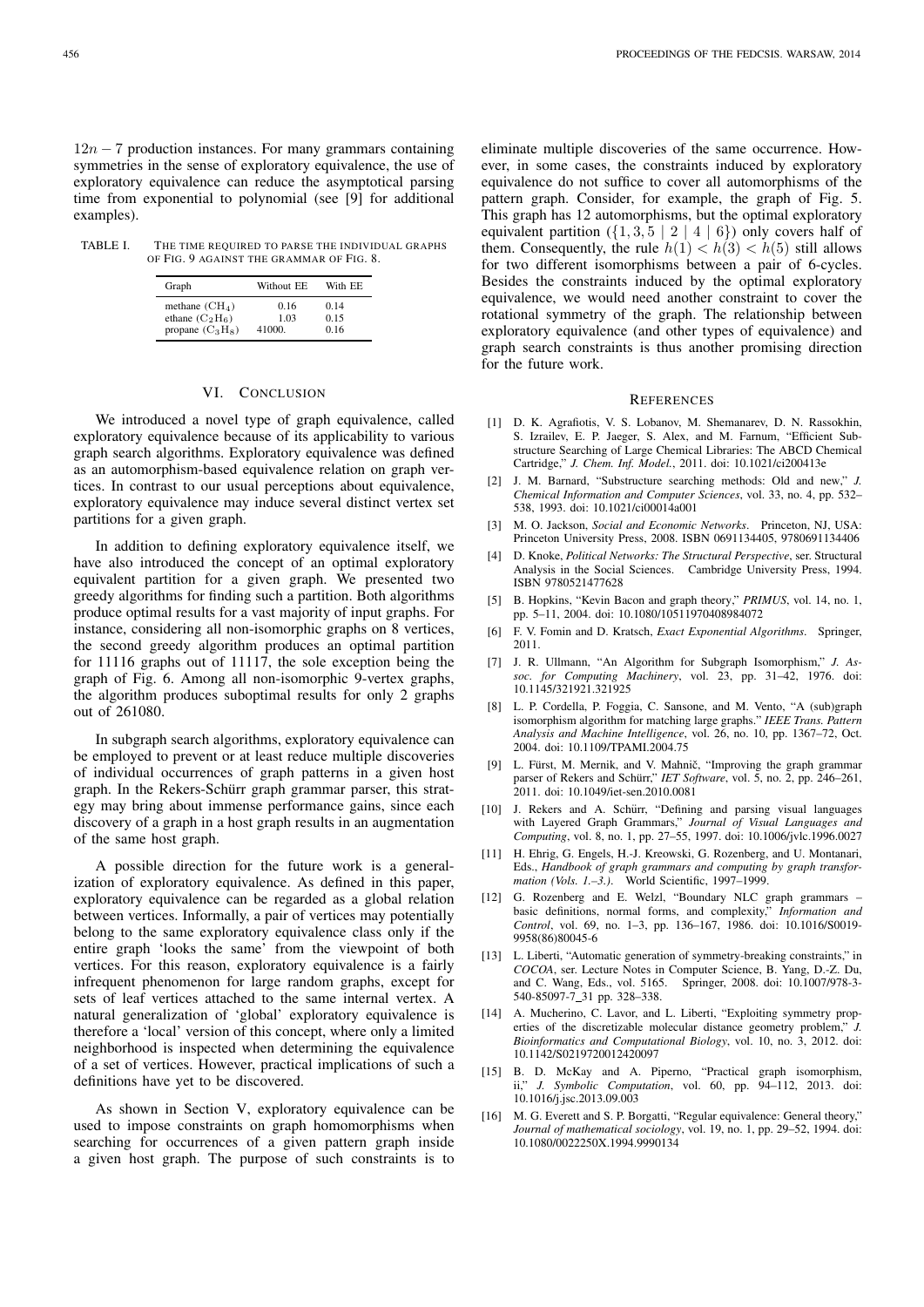$12n - 7$ production instances. For many grammars containing symmetries in the sense of exploratory equivalence, the use of exploratory equivalence can reduce the asymptotical parsing time from exponential to polynomial (see [9] for additional examples).

TABLE I. THE TIME REQUIRED TO PARSE THE INDIVIDUAL GRAPHS OF FIG. 9 AGAINST THE GRAMMAR OF FIG. 8.

| Graph | Without EE | With EE |
|---|---|---|
| methane ($CH_4$) | 0.16 | 0.14 |
| ethane ($C_2H_6$) | 1.03 | 0.15 |
| propane ($C_3H_8$) | 41000. | 0.16 |

## VI. CONCLUSION

We introduced a novel type of graph equivalence, called exploratory equivalence because of its applicability to various graph search algorithms. Exploratory equivalence was defined as an automorphism-based equivalence relation on graph vertices. In contrast to our usual perceptions about equivalence, exploratory equivalence may induce several distinct vertex set partitions for a given graph.

In addition to defining exploratory equivalence itself, we have also introduced the concept of an optimal exploratory equivalent partition for a given graph. We presented two greedy algorithms for finding such a partition. Both algorithms produce optimal results for a vast majority of input graphs. For instance, considering all non-isomorphic graphs on 8 vertices, the second greedy algorithm produces an optimal partition for 11116 graphs out of 11117, the sole exception being the graph of Fig. 6. Among all non-isomorphic 9-vertex graphs, the algorithm produces suboptimal results for only 2 graphs out of 261080.

In subgraph search algorithms, exploratory equivalence can be employed to prevent or at least reduce multiple discoveries of individual occurrences of graph patterns in a given host graph. In the Rekers-Schürr graph grammar parser, this strategy may bring about immense performance gains, since each discovery of a graph in a host graph results in an augmentation of the same host graph.

A possible direction for the future work is a generalization of exploratory equivalence. As defined in this paper, exploratory equivalence can be regarded as a global relation between vertices. Informally, a pair of vertices may potentially belong to the same exploratory equivalence class only if the entire graph 'looks the same' from the viewpoint of both vertices. For this reason, exploratory equivalence is a fairly infrequent phenomenon for large random graphs, except for sets of leaf vertices attached to the same internal vertex. A natural generalization of 'global' exploratory equivalence is therefore a 'local' version of this concept, where only a limited neighborhood is inspected when determining the equivalence of a set of vertices. However, practical implications of such a definitions have yet to be discovered.

As shown in Section V, exploratory equivalence can be used to impose constraints on graph homomorphisms when searching for occurrences of a given pattern graph inside a given host graph. The purpose of such constraints is to eliminate multiple discoveries of the same occurrence. However, in some cases, the constraints induced by exploratory equivalence do not suffice to cover all automorphisms of the pattern graph. Consider, for example, the graph of Fig. 5. This graph has 12 automorphisms, but the optimal exploratory equivalent partition ($\{1, 3, 5 \mid 2 \mid 4 \mid 6\}$) only covers half of them. Consequently, the rule $h(1) < h(3) < h(5)$ still allows for two different isomorphisms between a pair of 6-cycles. Besides the constraints induced by the optimal exploratory equivalence, we would need another constraint to cover the rotational symmetry of the graph. The relationship between exploratory equivalence (and other types of equivalence) and graph search constraints is thus another promising direction for the future work.

## REFERENCES

[1] D. K. Agrafiotis, V. S. Lobanov, M. Shemanarev, D. N. Rassokhin, S. Izrailev, E. P. Jaeger, S. Alex, and M. Farnum, "Efficient Substructure Searching of Large Chemical Libraries: The ABCD Chemical Cartridge," *J. Chem. Inf. Model.*, 2011. doi: 10.1021/ci200413e

[2] J. M. Barnard, "Substructure searching methods: Old and new," *J. Chemical Information and Computer Sciences*, vol. 33, no. 4, pp. 532–538, 1993. doi: 10.1021/ci00014a001

[3] M. O. Jackson, *Social and Economic Networks*. Princeton, NJ, USA: Princeton University Press, 2008. ISBN 0691134405, 9780691134406

[4] D. Knoke, *Political Networks: The Structural Perspective*, ser. Structural Analysis in the Social Sciences. Cambridge University Press, 1994. ISBN 9780521477628

[5] B. Hopkins, "Kevin Bacon and graph theory," *PRIMUS*, vol. 14, no. 1, pp. 5–11, 2004. doi: 10.1080/10511970408984072

[6] F. V. Fomin and D. Kratsch, *Exact Exponential Algorithms*. Springer, 2011.

[7] J. R. Ullmann, "An Algorithm for Subgraph Isomorphism," *J. Assoc. for Computing Machinery*, vol. 23, pp. 31–42, 1976. doi: 10.1145/321921.321925

[8] L. P. Cordella, P. Foggia, C. Sansone, and M. Vento, "A (sub)graph isomorphism algorithm for matching large graphs," *IEEE Trans. Pattern Analysis and Machine Intelligence*, vol. 26, no. 10, pp. 1367–72, Oct. 2004. doi: 10.1109/TPAMI.2004.75

[9] L. Fürst, M. Mernik, and V. Mahnič, "Improving the graph grammar parser of Rekers and Schürr," *IET Software*, vol. 5, no. 2, pp. 246–261, 2011. doi: 10.1049/iet-sen.2010.0081

[10] J. Rekers and A. Schürr, "Defining and parsing visual languages with Layered Graph Grammars," *Journal of Visual Languages and Computing*, vol. 8, no. 1, pp. 27–55, 1997. doi: 10.1006/jvlc.1996.0027

[11] H. Ehrig, G. Engels, H.-J. Kreowski, G. Rozenberg, and U. Montanari, Eds., *Handbook of graph grammars and computing by graph transformation (Vols. 1.–3.)*. World Scientific, 1997–1999.

[12] G. Rozenberg and E. Welzl, "Boundary NLC graph grammars – basic definitions, normal forms, and complexity," *Information and Control*, vol. 69, no. 1–3, pp. 136–167, 1986. doi: 10.1016/S0019-9958(86)80045-6

[13] L. Liberti, "Automatic generation of symmetry-breaking constraints," in *COCOA*, ser. Lecture Notes in Computer Science, B. Yang, D.-Z. Du, and C. Wang, Eds., vol. 5165. Springer, 2008. doi: 10.1007/978-3-540-85097-7_31 pp. 328–338.

[14] A. Mucherino, C. Lavor, and L. Liberti, "Exploiting symmetry properties of the discretizable molecular distance geometry problem," *J. Bioinformatics and Computational Biology*, vol. 10, no. 3, 2012. doi: 10.1142/S0219720012420097

[15] B. D. McKay and A. Piperno, "Practical graph isomorphism, ii," *J. Symbolic Computation*, vol. 60, pp. 94–112, 2013. doi: 10.1016/j.jsc.2013.09.003

[16] M. G. Everett and S. P. Borgatti, "Regular equivalence: General theory," *Journal of mathematical sociology*, vol. 19, no. 1, pp. 29–52, 1994. doi: 10.1080/0022250X.1994.9990134